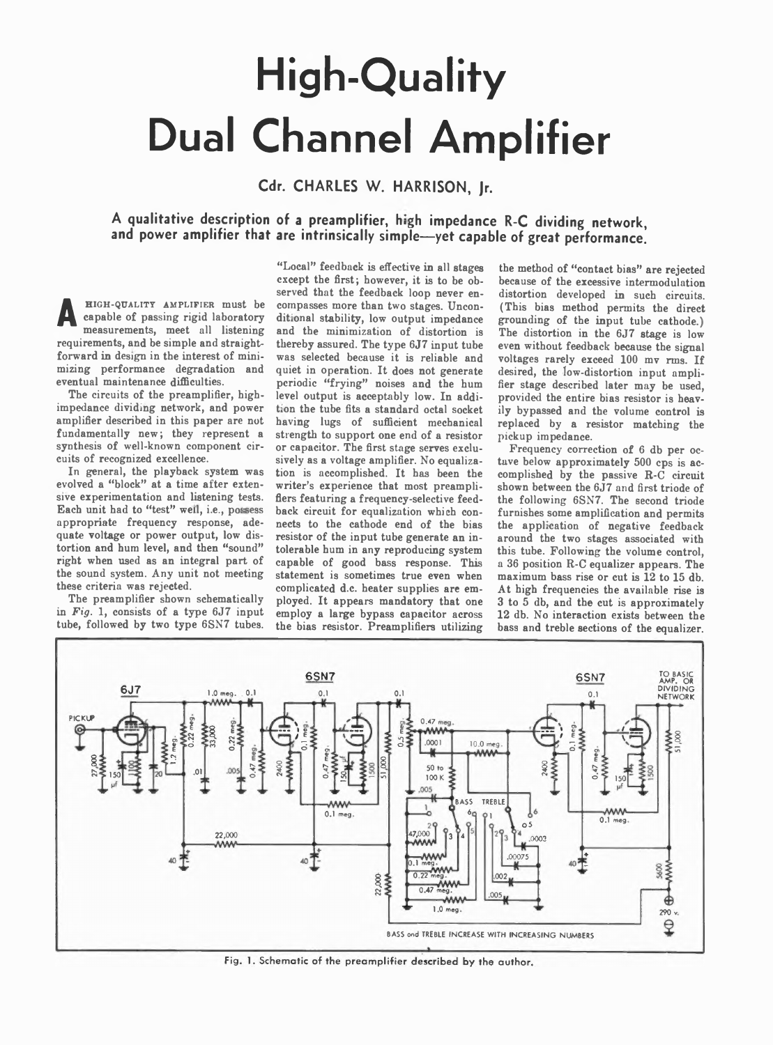# High-Quality Dual Channel Amplifier

**Cdr. CHARLES W. HARRISON, Jr.**

**A qualitative description of a preamplifier, high impedance R-C dividing network, and power amplifier that are intrinsically simple—yet capable of great performance.**

A HIGH-QUALITY AMPLIFIER must be capable of passing rigid laboratory measurements, meet all listening requirements, and be simple and straightforward in design in the interest of minimizing performance degradation and eventual maintenance difficulties.

The circuits of the preamplifier, high-impedance dividing network, and power amplifier described in this paper are not fundamentally new; they represent a synthesis of well-known component circuits of recognized excellence.

In general, the playback system was evolved a "block" at a time after extensive experimentation and listening tests. Each unit had to "test" well, i.e., possess appropriate frequency response, adequate voltage or power output, low distortion and hum level, and then "sound" right when used as an integral part of the sound system. Any unit not meeting these criteria was rejected.

The preamplifier shown schematically in *Fig.* 1, consists of a type 6J7 input tube, followed by two type 6SN7 tubes. "Local" feedback is effective in all stages except the first; however, it is to be observed that the feedback loop never encompasses more than two stages. Unconditional stability, low output impedance and the minimization of distortion is thereby assured. The type 6J7 input tube was selected because it is reliable and quiet in operation. It does not generate periodic "frying" noises and the hum level output is acceptably low. In addition the tube fits a standard octal socket having lugs of sufficient mechanical strength to support one end of a resistor or capacitor. The first stage serves exclusively as a voltage amplifier. No equalization is accomplished. It has been the writer's experience that most preamplifiers featuring a frequency-selective feedback circuit for equalization which connects to the cathode end of the bias resistor of the input tube generate an intolerable hum in any reproducing system capable of good bass response. This statement is sometimes true even when complicated d.c. heater supplies are employed. It appears mandatory that one employ a large bypass capacitor across the bias resistor. Preamplifiers utilizing the method of "contact bias" are rejected because of the excessive intermodulation distortion developed in such circuits. (This bias method permits the direct grounding of the input tube cathode.) The distortion in the 6J7 stage is low even without feedback because the signal voltages rarely exceed 100 mv rms. If desired, the low-distortion input amplifier stage described later may be used, provided the entire bias resistor is heavily bypassed and the volume control is replaced by a resistor matching the pickup impedance.

Frequency correction of 6 db per octave below approximately 500 cps is accomplished by the passive R-C circuit shown between the 6J7 and first triode of the following 6SN7. The second triode furnishes some amplification and permits the application of negative feedback around the two stages associated with this tube. Following the volume control, a 36 position R-C equalizer appears. The maximum bass rise or cut is 12 to 15 db. At high frequencies the available rise is 3 to 5 db, and the cut is approximately 12 db. No interaction exists between the bass and treble sections of the equalizer.

Fig. 1. Schematic of the preamplifier described by the author.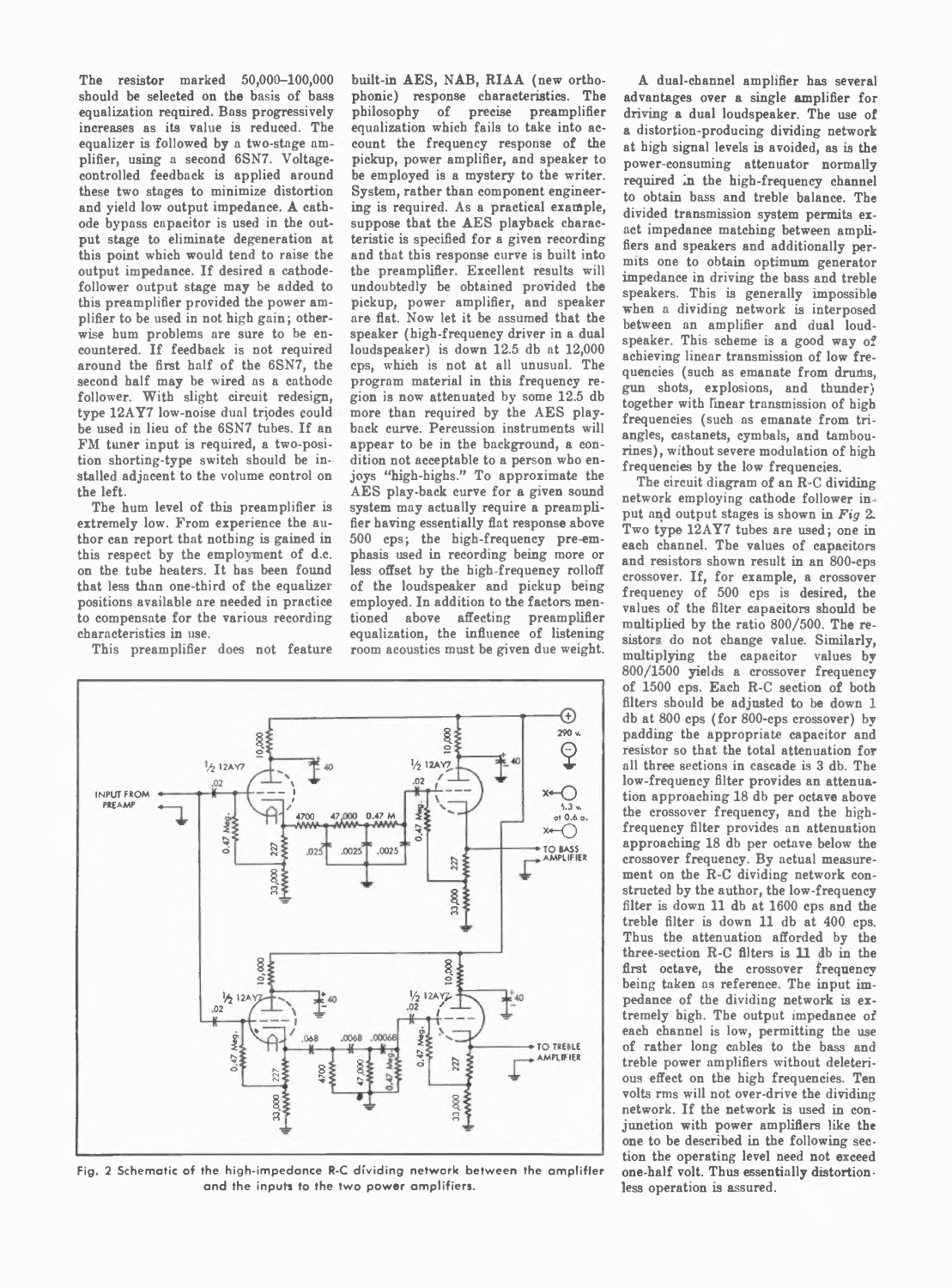The resistor marked 50,000–100,000 should be selected on the basis of bass equalization required. Bass progressively increases as its value is reduced. The equalizer is followed by a two-stage amplifier, using a second 6SN7. Voltage-controlled feedback is applied around these two stages to minimize distortion and yield low output impedance. A cathode bypass capacitor is used in the output stage to eliminate degeneration at this point which would tend to raise the output impedance. If desired a cathode-follower output stage may be added to this preamplifier provided the power amplifier to be used in not high gain; otherwise hum problems are sure to be encountered. If feedback is not required around the first half of the 6SN7, the second half may be wired as a cathode follower. With slight circuit redesign, type 12AY7 low-noise dual triodes could be used in lieu of the 6SN7 tubes. If an FM tuner input is required, a two-position shorting-type switch should be installed adjacent to the volume control on the left.

The hum level of this preamplifier is extremely low. From experience the author can report that nothing is gained in this respect by the employment of d.c. on the tube heaters. It has been found that less than one-third of the equalizer positions available are needed in practice to compensate for the various recording characteristics in use.

This preamplifier does not feature built-in AES, NAB, RIAA (new orthophonic) response characteristics. The philosophy of precise preamplifier equalization which fails to take into account the frequency response of the pickup, power amplifier, and speaker to be employed is a mystery to the writer. System, rather than component engineering is required. As a practical example, suppose that the AES playback characteristic is specified for a given recording and that this response curve is built into the preamplifier. Excellent results will undoubtedly be obtained provided the pickup, power amplifier, and speaker are flat. Now let it be assumed that the speaker (high-frequency driver in a dual loudspeaker) is down 12.5 db at 12,000 cps, which is not at all unusual. The program material in this frequency region is now attenuated by some 12.5 db more than required by the AES playback curve. Percussion instruments will appear to be in the background, a condition not acceptable to a person who enjoys "high-highs." To approximate the AES play-back curve for a given sound system may actually require a preamplifier having essentially flat response above 500 cps; the high-frequency pre-emphasis used in recording being more or less offset by the high-frequency rolloff of the loudspeaker and pickup being employed. In addition to the factors mentioned above affecting preamplifier equalization, the influence of listening room acoustics must be given due weight.

A dual-channel amplifier has several advantages over a single amplifier for driving a dual loudspeaker. The use of a distortion-producing dividing network at high signal levels is avoided, as is the power-consuming attenuator normally required in the high-frequency channel to obtain bass and treble balance. The divided transmission system permits exact impedance matching between amplifiers and speakers and additionally permits one to obtain optimum generator impedance in driving the bass and treble speakers. This is generally impossible when a dividing network is interposed between an amplifier and dual loudspeaker. This scheme is a good way of achieving linear transmission of low frequencies (such as emanate from drums, gun shots, explosions, and thunder) together with linear transmission of high frequencies (such as emanate from triangles, castanets, cymbals, and tambourines), without severe modulation of high frequencies by the low frequencies.

The circuit diagram of an R-C dividing network employing cathode follower input and output stages is shown in *Fig 2*. Two type 12AY7 tubes are used; one in each channel. The values of capacitors and resistors shown result in an 800-cps crossover. If, for example, a crossover frequency of 500 cps is desired, the values of the filter capacitors should be multiplied by the ratio 800/500. The resistors do not change value. Similarly, multiplying the capacitor values by 800/1500 yields a crossover frequency of 1500 cps. Each R-C section of both filters should be adjusted to be down 1 db at 800 cps (for 800-cps crossover) by padding the appropriate capacitor and resistor so that the total attenuation for all three sections in cascade is 3 db. The low-frequency filter provides an attenuation approaching 18 db per octave above the crossover frequency, and the high-frequency filter provides an attenuation approaching 18 db per octave below the crossover frequency. By actual measurement on the R-C dividing network constructed by the author, the low-frequency filter is down 11 db at 1600 cps and the treble filter is down 11 db at 400 cps. Thus the attenuation afforded by the three-section R-C filters is 11 db in the first octave, the crossover frequency being taken as reference. The input impedance of the dividing network is extremely high. The output impedance of each channel is low, permitting the use of rather long cables to the bass and treble power amplifiers without deleterious effect on the high frequencies. Ten volts rms will not over-drive the dividing network. If the network is used in conjunction with power amplifiers like the one to be described in the following section the operating level need not exceed one-half volt. Thus essentially distortionless operation is assured.

Fig. 2 Schematic of the high-impedance R-C dividing network between the amplifier and the inputs to the two power amplifiers.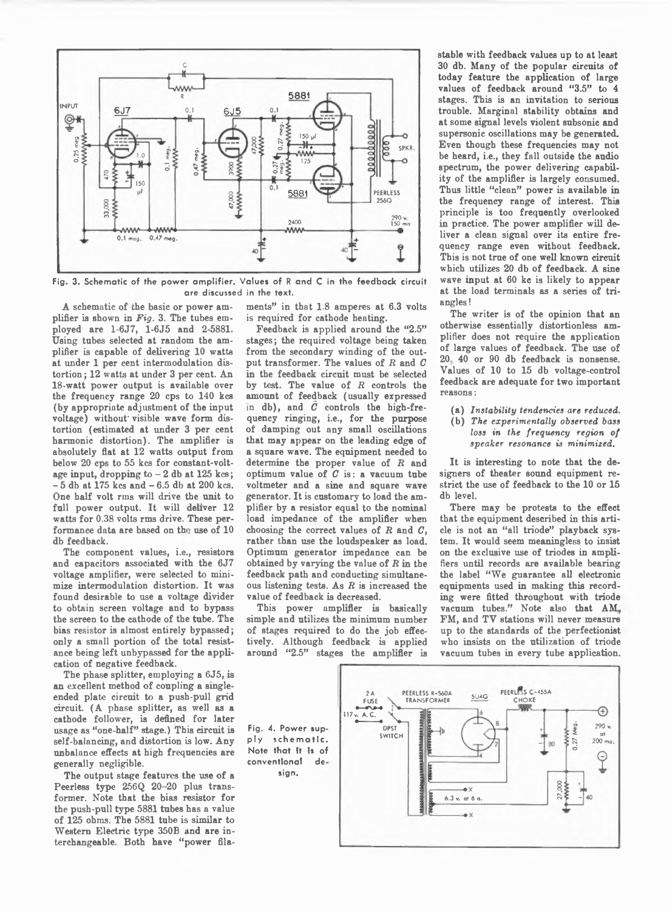Fig. 3. Schematic of the power amplifier. Values of R and C in the feedback circuit are discussed in the text.

A schematic of the basic or power amplifier is shown in *Fig.* 3. The tubes employed are 1-6J7, 1-6J5 and 2-5881. Using tubes selected at random the amplifier is capable of delivering 10 watts at under 1 per cent intermodulation distortion; 12 watts at under 3 per cent. An 18-watt power output is available over the frequency range 20 cps to 140 kcs (by appropriate adjustment of the input voltage) without visible wave form distortion (estimated at under 3 per cent harmonic distortion). The amplifier is absolutely flat at 12 watts output from below 20 cps to 55 kcs for constant-voltage input, dropping to – 2 db at 125 kcs; – 5 db at 175 kcs and – 6.5 db at 200 kcs. One half volt rms will drive the unit to full power output. It will deliver 12 watts for 0.38 volts rms drive. These performance data are based on the use of 10 db feedback.

The component values, i.e., resistors and capacitors associated with the 6J7 voltage amplifier, were selected to minimize intermodulation distortion. It was found desirable to use a voltage divider to obtain screen voltage and to bypass the screen to the cathode of the tube. The bias resistor is almost entirely bypassed; only a small portion of the total resistance being left unbypassed for the application of negative feedback.

The phase splitter, employing a 6J5, is an excellent method of coupling a single-ended plate circuit to a push-pull grid circuit. (A phase splitter, as well as a cathode follower, is defined for later usage as "one-half" stage.) This circuit is self-balancing, and distortion is low. Any unbalance effects at high frequencies are generally negligible.

The output stage features the use of a Peerless type 256Q 20–20 plus transformer. Note that the bias resistor for the push-pull type 5881 tubes has a value of 125 ohms. The 5881 tube is similar to Western Electric type 350B and are interchangeable. Both have "power filaments" in that 1.8 amperes at 6.3 volts is required for cathode heating.

Feedback is applied around the "2.5" stages; the required voltage being taken from the secondary winding of the output transformer. The values of *R* and *C* in the feedback circuit must be selected by test. The value of *R* controls the amount of feedback (usually expressed in db), and *C* controls the high-frequency ringing, i.e., for the purpose of damping out any small oscillations that may appear on the leading edge of a square wave. The equipment needed to determine the proper value of *R* and optimum value of *C* is: a vacuum tube voltmeter and a sine and square wave generator. It is customary to load the amplifier by a resistor equal to the nominal load impedance of the amplifier when choosing the correct values of *R* and *C*, rather than use the loudspeaker as load. Optimum generator impedance can be obtained by varying the value of *R* in the feedback path and conducting simultaneous listening tests. As *R* is increased the value of feedback is decreased.

This power amplifier is basically simple and utilizes the minimum number of stages required to do the job effectively. Although feedback is applied around "2.5" stages the amplifier is stable with feedback values up to at least 30 db. Many of the popular circuits of today feature the application of large values of feedback around "3.5" to 4 stages. This is an invitation to serious trouble. Marginal stability obtains and at some signal levels violent subsonic and supersonic oscillations may be generated. Even though these frequencies may not be heard, i.e., they fall outside the audio spectrum, the power delivering capability of the amplifier is largely consumed. Thus little "clean" power is available in the frequency range of interest. This principle is too frequently overlooked in practice. The power amplifier will deliver a clean signal over its entire frequency range even without feedback. This is not true of one well known circuit which utilizes 20 db of feedback. A sine wave input at 60 kc is likely to appear at the load terminals as a series of triangles!

The writer is of the opinion that an otherwise essentially distortionless amplifier does not require the application of large values of feedback. The use of 20, 40 or 90 db feedback is nonsense. Values of 10 to 15 db voltage-control feedback are adequate for two important reasons:

(a) *Instability tendencies are reduced.*
(b) *The experimentally observed bass loss in the frequency region of speaker resonance is minimized.*

It is interesting to note that the designers of theater sound equipment restrict the use of feedback to the 10 or 15 db level.

There may be protests to the effect that the equipment described in this article is not an "all triode" playback system. It would seem meaningless to insist on the exclusive use of triodes in amplifiers until records are available bearing the label "We guarantee all electronic equipments used in making this recording were fitted throughout with triode vacuum tubes." Note also that AM, FM, and TV stations will never measure up to the standards of the perfectionist who insists on the utilization of triode vacuum tubes in every tube application.

Fig. 4. Power supply schematic. Note that it is of conventional design.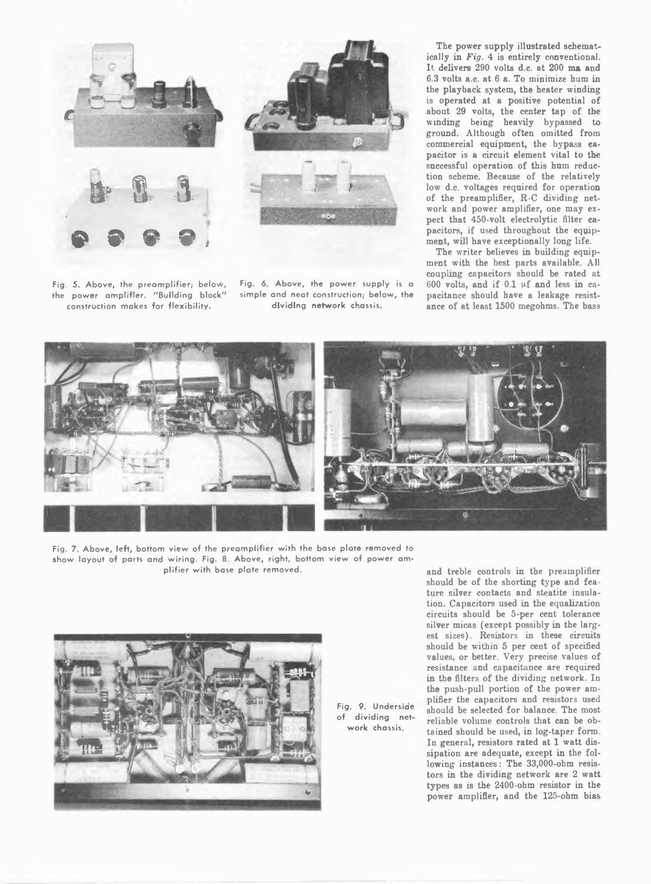Fig. 5. Above, the preamplifier; below, the power amplifier. "Building block" construction makes for flexibility.

Fig. 6. Above, the power supply is a simple and neat construction; below, the dividing network chassis.

The power supply illustrated schematically in *Fig.* 4 is entirely conventional. It delivers 290 volts d.c. at 200 ma and 6.3 volts a.c. at 6 a. To minimize hum in the playback system, the heater winding is operated at a positive potential of about 29 volts, the center tap of the winding being heavily bypassed to ground. Although often omitted from commercial equipment, the bypass capacitor is a circuit element vital to the successful operation of this hum reduction scheme. Because of the relatively low d.c. voltages required for operation of the preamplifier, R-C dividing network and power amplifier, one may expect that 450-volt electrolytic filter capacitors, if used throughout the equipment, will have exceptionally long life.

The writer believes in building equipment with the best parts available. All coupling capacitors should be rated at 600 volts, and if 0.1 μf and less in capacitance should have a leakage resistance of at least 1500 megohms. The bass and treble controls in the preamplifier should be of the shorting type and feature silver contacts and steatite insulation. Capacitors used in the equalization circuits should be 5-per cent tolerance silver micas (except possibly in the largest sizes). Resistors in these circuits should be within 5 per cent of specified values, or better. Very precise values of resistance and capacitance are required in the filters of the dividing network. In the push-pull portion of the power amplifier the capacitors and resistors used should be selected for balance. The most reliable volume controls that can be obtained should be used, in log-taper form. In general, resistors rated at 1 watt dissipation are adequate, except in the following instances: The 33,000-ohm resistors in the dividing network are 2 watt types as is the 2400-ohm resistor in the power amplifier, and the 125-ohm bias

Fig. 7. Above, left, bottom view of the preamplifier with the base plate removed to show layout of parts and wiring. Fig. 8. Above, right, bottom view of power amplifier with base plate removed.

Fig. 9. Underside of dividing network chassis.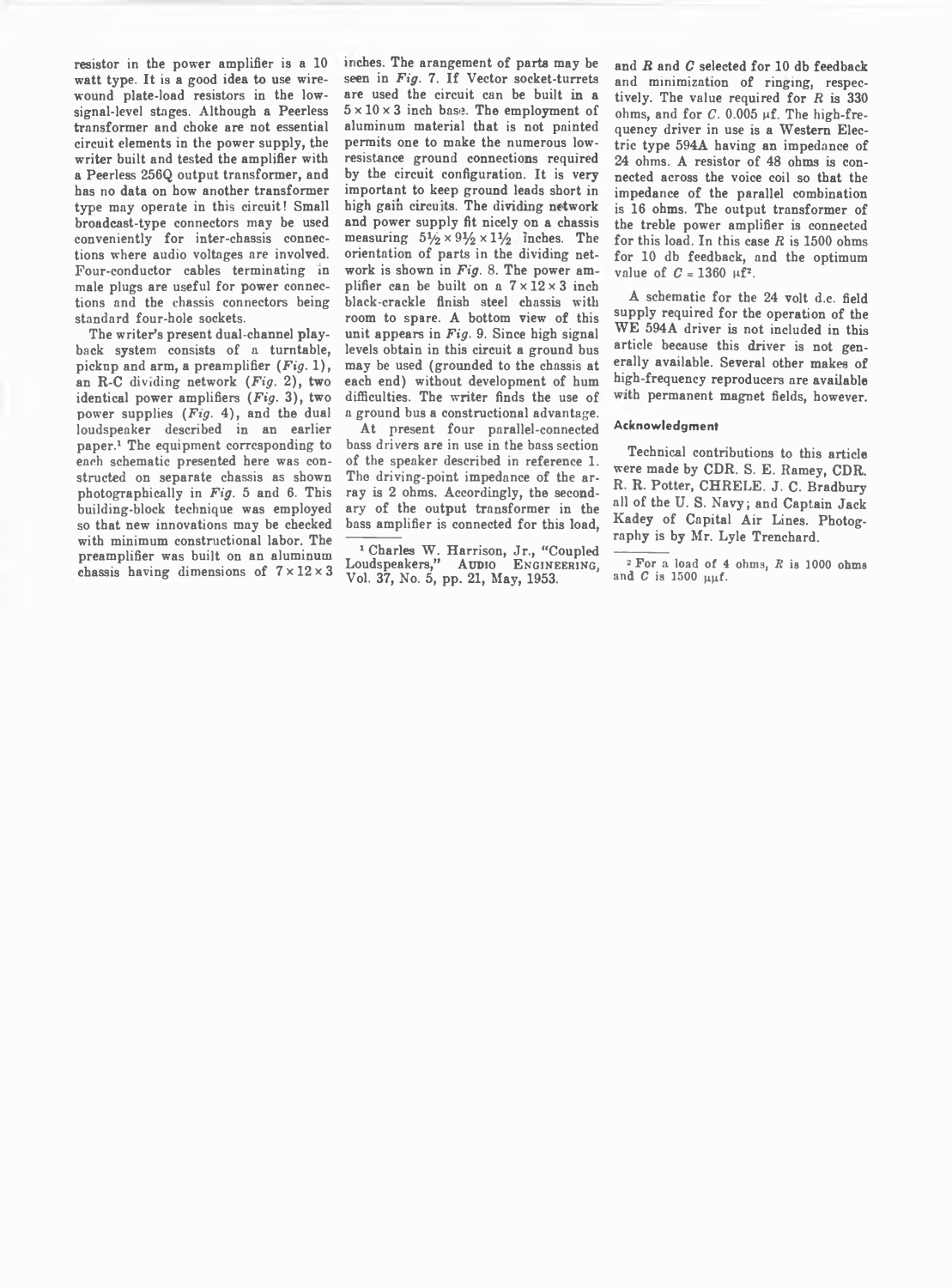resistor in the power amplifier is a 10 watt type. It is a good idea to use wire-wound plate-load resistors in the low-signal-level stages. Although a Peerless transformer and choke are not essential circuit elements in the power supply, the writer built and tested the amplifier with a Peerless 256Q output transformer, and has no data on how another transformer type may operate in this circuit! Small broadcast-type connectors may be used conveniently for inter-chassis connections where audio voltages are involved. Four-conductor cables terminating in male plugs are useful for power connections and the chassis connectors being standard four-hole sockets.

The writer's present dual-channel playback system consists of a turntable, pickup and arm, a preamplifier (*Fig.* 1), an R-C dividing network (*Fig.* 2), two identical power amplifiers (*Fig.* 3), two power supplies (*Fig.* 4), and the dual loudspeaker described in an earlier paper.[1] The equipment corresponding to each schematic presented here was constructed on separate chassis as shown photographically in *Fig.* 5 and 6. This building-block technique was employed so that new innovations may be checked with minimum constructional labor. The preamplifier was built on an aluminum chassis having dimensions of 7 × 12 × 3 inches. The arrangement of parts may be seen in *Fig.* 7. If Vector socket-turrets are used the circuit can be built in a 5 × 10 × 3 inch base. The employment of aluminum material that is not painted permits one to make the numerous low-resistance ground connections required by the circuit configuration. It is very important to keep ground leads short in high gain circuits. The dividing network and power supply fit nicely on a chassis measuring 5½ × 9½ × 1½ inches. The orientation of parts in the dividing network is shown in *Fig.* 8. The power amplifier can be built on a 7 × 12 × 3 inch black-crackle finish steel chassis with room to spare. A bottom view of this unit appears in *Fig.* 9. Since high signal levels obtain in this circuit a ground bus may be used (grounded to the chassis at each end) without development of hum difficulties. The writer finds the use of a ground bus a constructional advantage.

At present four parallel-connected bass drivers are in use in the bass section of the speaker described in reference 1. The driving-point impedance of the array is 2 ohms. Accordingly, the secondary of the output transformer in the bass amplifier is connected for this load, and *R* and *C* selected for 10 db feedback and minimization of ringing, respectively. The value required for *R* is 330 ohms, and for *C*. 0.005 μf. The high-frequency driver in use is a Western Electric type 594A having an impedance of 24 ohms. A resistor of 48 ohms is connected across the voice coil so that the impedance of the parallel combination is 16 ohms. The output transformer of the treble power amplifier is connected for this load. In this case *R* is 1500 ohms for 10 db feedback, and the optimum value of *C* = 1360 μf[2].

A schematic for the 24 volt d.c. field supply required for the operation of the WE 594A driver is not included in this article because this driver is not generally available. Several other makes of high-frequency reproducers are available with permanent magnet fields, however.

### Acknowledgment

Technical contributions to this article were made by CDR. S. E. Ramey, CDR. R. R. Potter, CHRELE. J. C. Bradbury all of the U. S. Navy; and Captain Jack Kadey of Capital Air Lines. Photography is by Mr. Lyle Trenchard.

---

[1] Charles W. Harrison, Jr., "Coupled Loudspeakers," AUDIO ENGINEERING, Vol. 37, No. 5, pp. 21, May, 1953.

[2] For a load of 4 ohms, *R* is 1000 ohms and *C* is 1500 μμf.